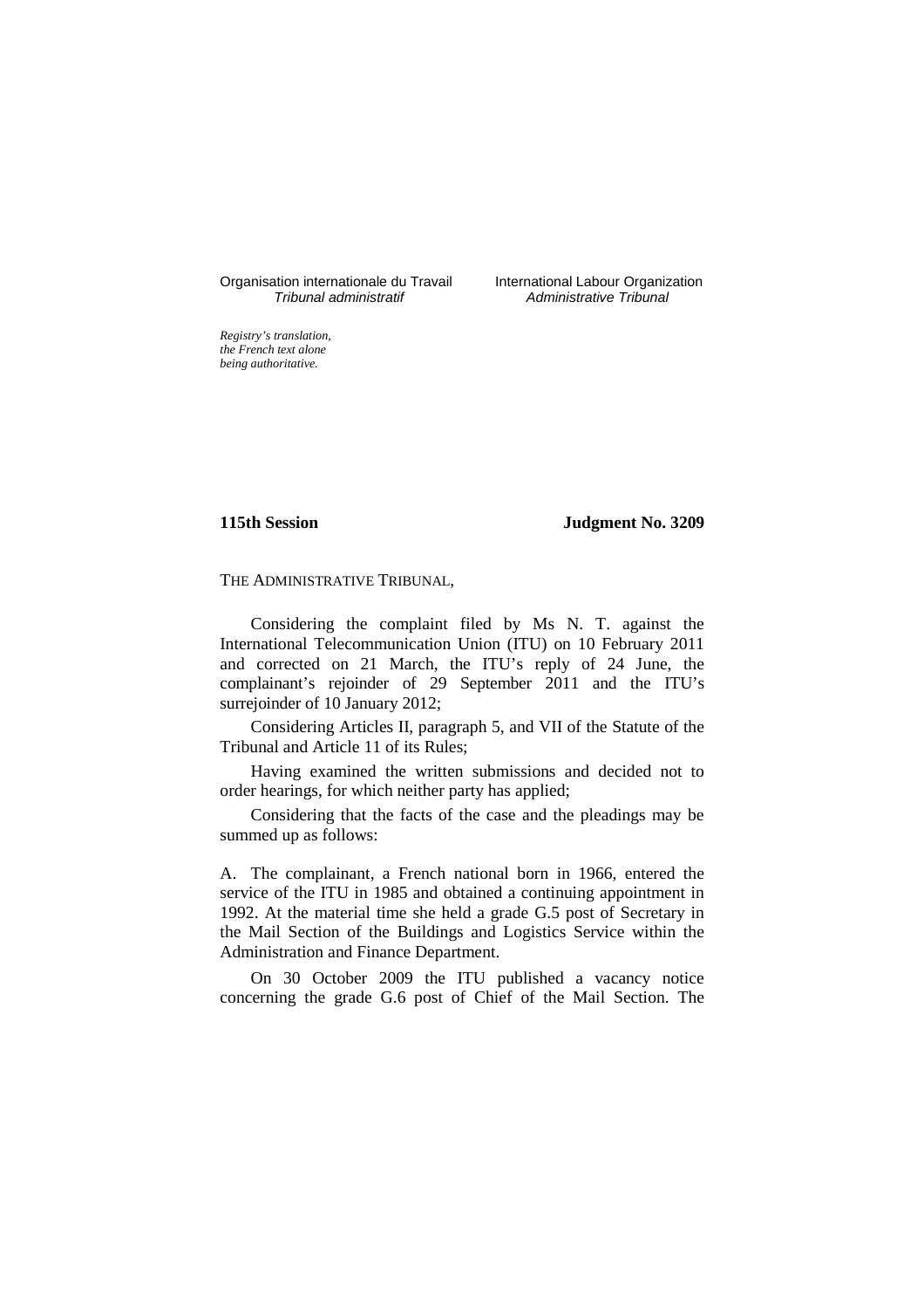Organisation internationale du Travail
*Tribunal administratif*

International Labour Organization
*Administrative Tribunal*

*Registry's translation, the French text alone being authoritative.*

**115th Session**

**Judgment No. 3209**

THE ADMINISTRATIVE TRIBUNAL,

Considering the complaint filed by Ms N. T. against the International Telecommunication Union (ITU) on 10 February 2011 and corrected on 21 March, the ITU's reply of 24 June, the complainant's rejoinder of 29 September 2011 and the ITU's surrejoinder of 10 January 2012;

Considering Articles II, paragraph 5, and VII of the Statute of the Tribunal and Article 11 of its Rules;

Having examined the written submissions and decided not to order hearings, for which neither party has applied;

Considering that the facts of the case and the pleadings may be summed up as follows:

A. The complainant, a French national born in 1966, entered the service of the ITU in 1985 and obtained a continuing appointment in 1992. At the material time she held a grade G.5 post of Secretary in the Mail Section of the Buildings and Logistics Service within the Administration and Finance Department.

On 30 October 2009 the ITU published a vacancy notice concerning the grade G.6 post of Chief of the Mail Section. The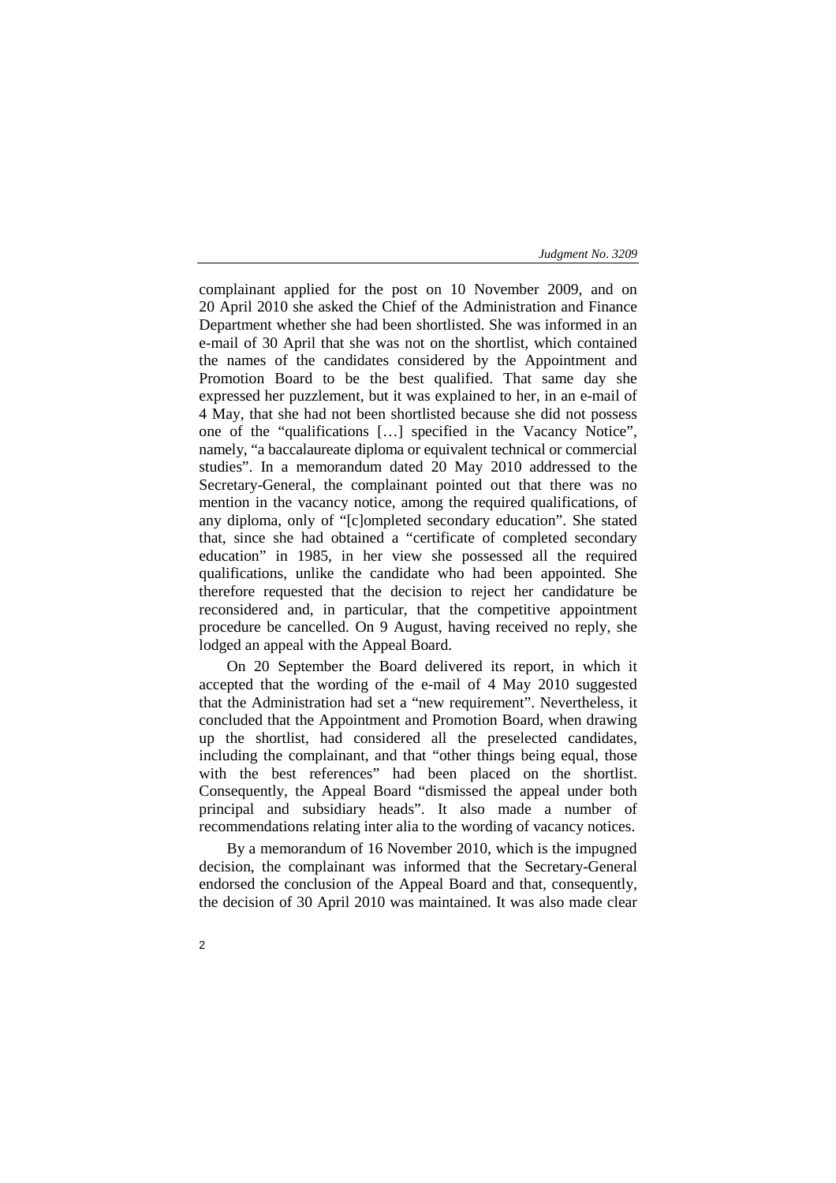complainant applied for the post on 10 November 2009, and on 20 April 2010 she asked the Chief of the Administration and Finance Department whether she had been shortlisted. She was informed in an e-mail of 30 April that she was not on the shortlist, which contained the names of the candidates considered by the Appointment and Promotion Board to be the best qualified. That same day she expressed her puzzlement, but it was explained to her, in an e-mail of 4 May, that she had not been shortlisted because she did not possess one of the "qualifications […] specified in the Vacancy Notice", namely, "a baccalaureate diploma or equivalent technical or commercial studies". In a memorandum dated 20 May 2010 addressed to the Secretary-General, the complainant pointed out that there was no mention in the vacancy notice, among the required qualifications, of any diploma, only of "[c]ompleted secondary education". She stated that, since she had obtained a "certificate of completed secondary education" in 1985, in her view she possessed all the required qualifications, unlike the candidate who had been appointed. She therefore requested that the decision to reject her candidature be reconsidered and, in particular, that the competitive appointment procedure be cancelled. On 9 August, having received no reply, she lodged an appeal with the Appeal Board.

On 20 September the Board delivered its report, in which it accepted that the wording of the e-mail of 4 May 2010 suggested that the Administration had set a "new requirement". Nevertheless, it concluded that the Appointment and Promotion Board, when drawing up the shortlist, had considered all the preselected candidates, including the complainant, and that "other things being equal, those with the best references" had been placed on the shortlist. Consequently, the Appeal Board "dismissed the appeal under both principal and subsidiary heads". It also made a number of recommendations relating inter alia to the wording of vacancy notices.

By a memorandum of 16 November 2010, which is the impugned decision, the complainant was informed that the Secretary-General endorsed the conclusion of the Appeal Board and that, consequently, the decision of 30 April 2010 was maintained. It was also made clear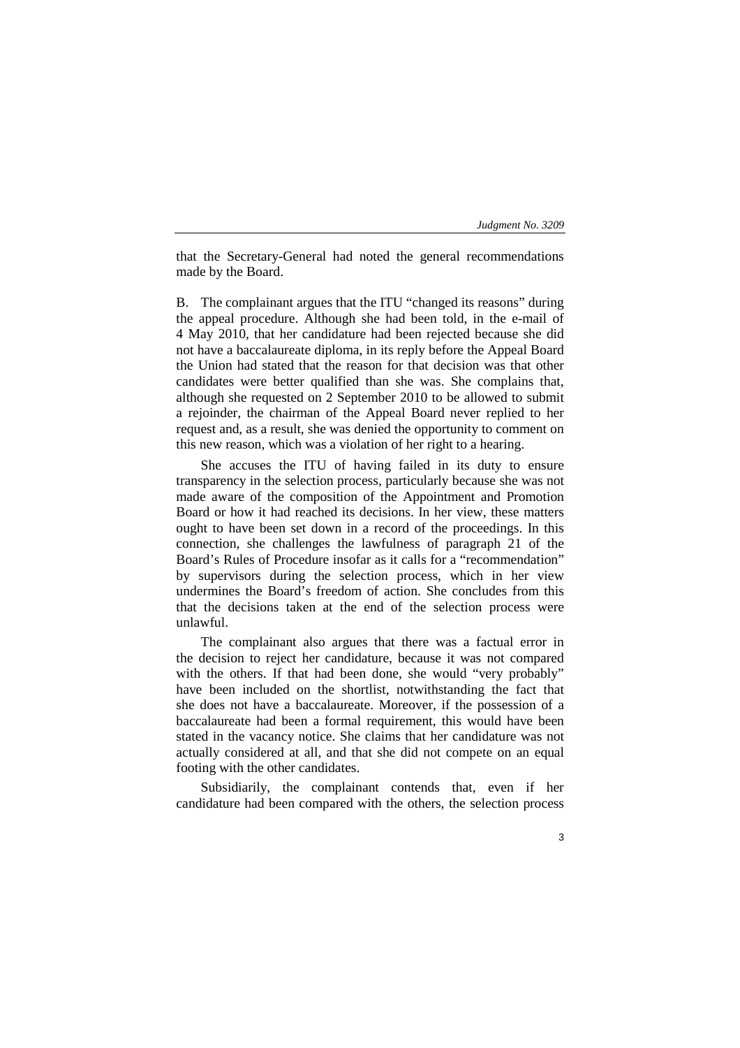that the Secretary-General had noted the general recommendations made by the Board.

B. The complainant argues that the ITU "changed its reasons" during the appeal procedure. Although she had been told, in the e-mail of 4 May 2010, that her candidature had been rejected because she did not have a baccalaureate diploma, in its reply before the Appeal Board the Union had stated that the reason for that decision was that other candidates were better qualified than she was. She complains that, although she requested on 2 September 2010 to be allowed to submit a rejoinder, the chairman of the Appeal Board never replied to her request and, as a result, she was denied the opportunity to comment on this new reason, which was a violation of her right to a hearing.

She accuses the ITU of having failed in its duty to ensure transparency in the selection process, particularly because she was not made aware of the composition of the Appointment and Promotion Board or how it had reached its decisions. In her view, these matters ought to have been set down in a record of the proceedings. In this connection, she challenges the lawfulness of paragraph 21 of the Board's Rules of Procedure insofar as it calls for a "recommendation" by supervisors during the selection process, which in her view undermines the Board's freedom of action. She concludes from this that the decisions taken at the end of the selection process were unlawful.

The complainant also argues that there was a factual error in the decision to reject her candidature, because it was not compared with the others. If that had been done, she would "very probably" have been included on the shortlist, notwithstanding the fact that she does not have a baccalaureate. Moreover, if the possession of a baccalaureate had been a formal requirement, this would have been stated in the vacancy notice. She claims that her candidature was not actually considered at all, and that she did not compete on an equal footing with the other candidates.

Subsidiarily, the complainant contends that, even if her candidature had been compared with the others, the selection process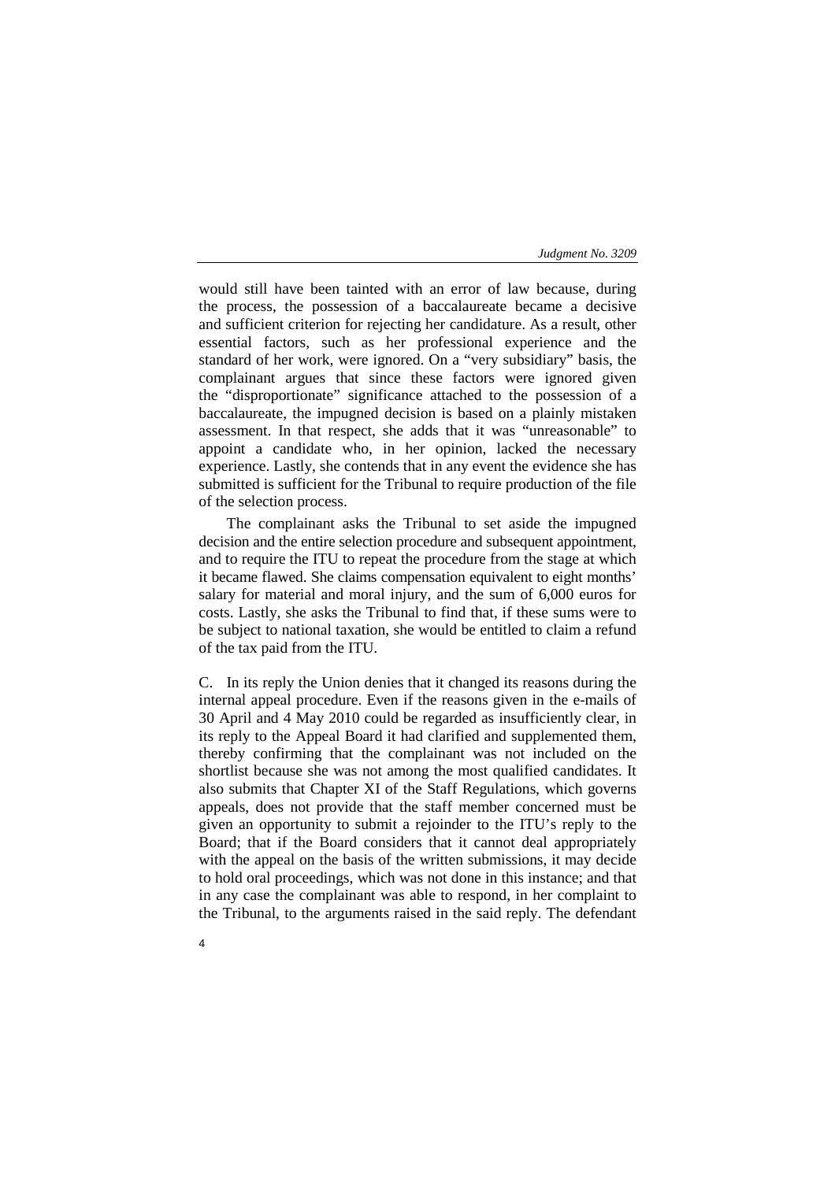would still have been tainted with an error of law because, during the process, the possession of a baccalaureate became a decisive and sufficient criterion for rejecting her candidature. As a result, other essential factors, such as her professional experience and the standard of her work, were ignored. On a "very subsidiary" basis, the complainant argues that since these factors were ignored given the "disproportionate" significance attached to the possession of a baccalaureate, the impugned decision is based on a plainly mistaken assessment. In that respect, she adds that it was "unreasonable" to appoint a candidate who, in her opinion, lacked the necessary experience. Lastly, she contends that in any event the evidence she has submitted is sufficient for the Tribunal to require production of the file of the selection process.

The complainant asks the Tribunal to set aside the impugned decision and the entire selection procedure and subsequent appointment, and to require the ITU to repeat the procedure from the stage at which it became flawed. She claims compensation equivalent to eight months' salary for material and moral injury, and the sum of 6,000 euros for costs. Lastly, she asks the Tribunal to find that, if these sums were to be subject to national taxation, she would be entitled to claim a refund of the tax paid from the ITU.

C. In its reply the Union denies that it changed its reasons during the internal appeal procedure. Even if the reasons given in the e-mails of 30 April and 4 May 2010 could be regarded as insufficiently clear, in its reply to the Appeal Board it had clarified and supplemented them, thereby confirming that the complainant was not included on the shortlist because she was not among the most qualified candidates. It also submits that Chapter XI of the Staff Regulations, which governs appeals, does not provide that the staff member concerned must be given an opportunity to submit a rejoinder to the ITU's reply to the Board; that if the Board considers that it cannot deal appropriately with the appeal on the basis of the written submissions, it may decide to hold oral proceedings, which was not done in this instance; and that in any case the complainant was able to respond, in her complaint to the Tribunal, to the arguments raised in the said reply. The defendant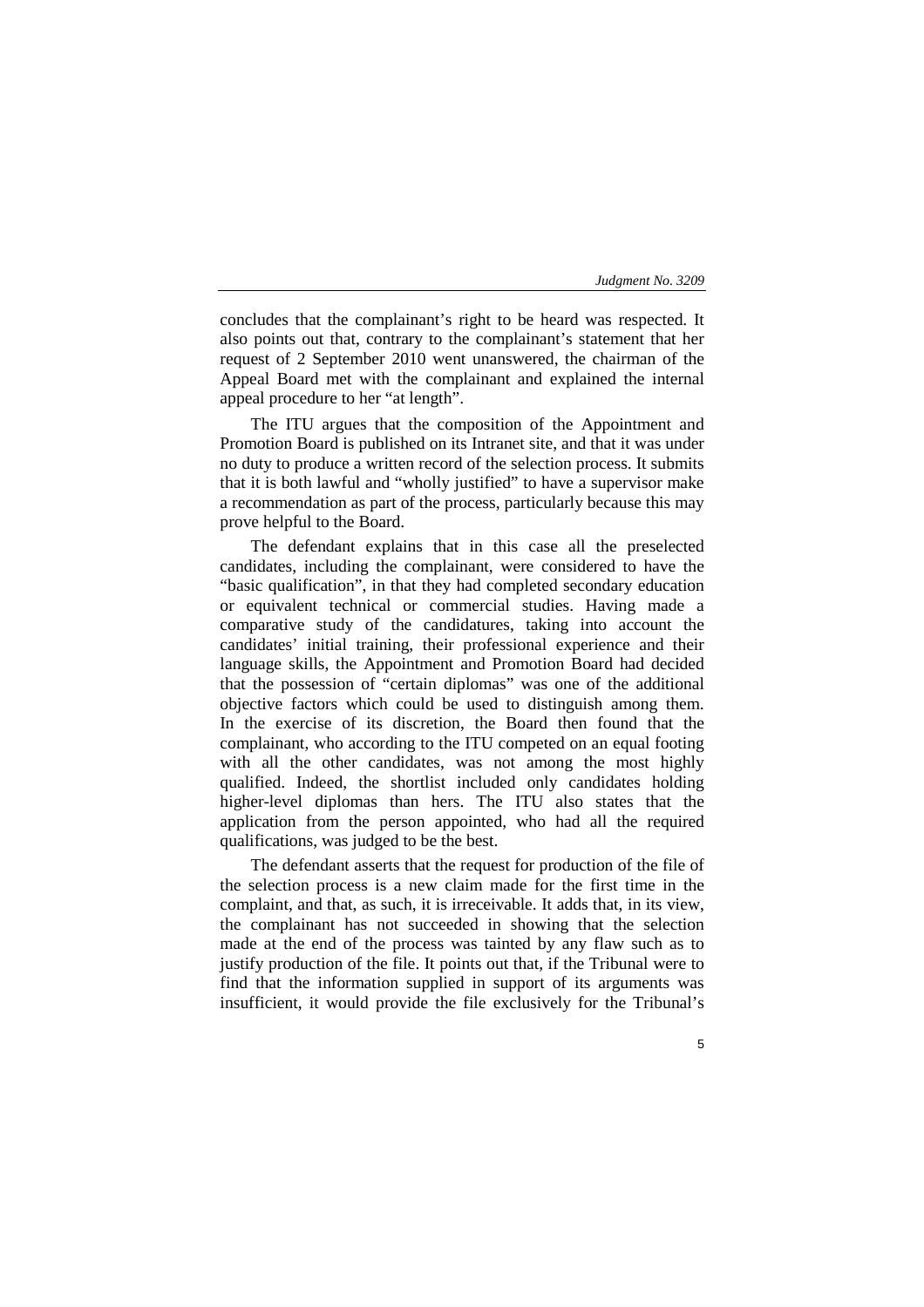concludes that the complainant's right to be heard was respected. It also points out that, contrary to the complainant's statement that her request of 2 September 2010 went unanswered, the chairman of the Appeal Board met with the complainant and explained the internal appeal procedure to her "at length".

The ITU argues that the composition of the Appointment and Promotion Board is published on its Intranet site, and that it was under no duty to produce a written record of the selection process. It submits that it is both lawful and "wholly justified" to have a supervisor make a recommendation as part of the process, particularly because this may prove helpful to the Board.

The defendant explains that in this case all the preselected candidates, including the complainant, were considered to have the "basic qualification", in that they had completed secondary education or equivalent technical or commercial studies. Having made a comparative study of the candidatures, taking into account the candidates' initial training, their professional experience and their language skills, the Appointment and Promotion Board had decided that the possession of "certain diplomas" was one of the additional objective factors which could be used to distinguish among them. In the exercise of its discretion, the Board then found that the complainant, who according to the ITU competed on an equal footing with all the other candidates, was not among the most highly qualified. Indeed, the shortlist included only candidates holding higher-level diplomas than hers. The ITU also states that the application from the person appointed, who had all the required qualifications, was judged to be the best.

The defendant asserts that the request for production of the file of the selection process is a new claim made for the first time in the complaint, and that, as such, it is irreceivable. It adds that, in its view, the complainant has not succeeded in showing that the selection made at the end of the process was tainted by any flaw such as to justify production of the file. It points out that, if the Tribunal were to find that the information supplied in support of its arguments was insufficient, it would provide the file exclusively for the Tribunal's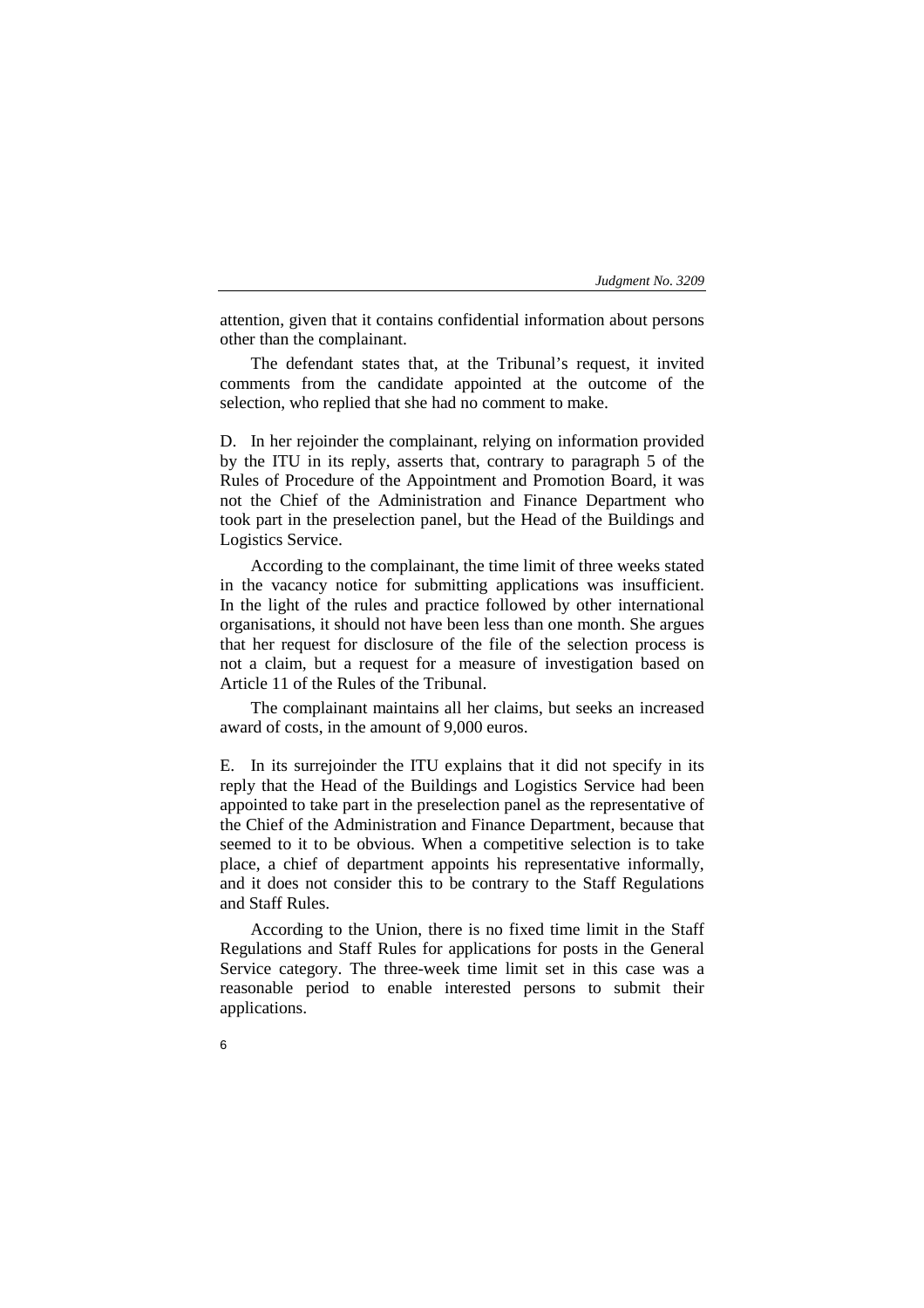attention, given that it contains confidential information about persons other than the complainant.

The defendant states that, at the Tribunal's request, it invited comments from the candidate appointed at the outcome of the selection, who replied that she had no comment to make.

D. In her rejoinder the complainant, relying on information provided by the ITU in its reply, asserts that, contrary to paragraph 5 of the Rules of Procedure of the Appointment and Promotion Board, it was not the Chief of the Administration and Finance Department who took part in the preselection panel, but the Head of the Buildings and Logistics Service.

According to the complainant, the time limit of three weeks stated in the vacancy notice for submitting applications was insufficient. In the light of the rules and practice followed by other international organisations, it should not have been less than one month. She argues that her request for disclosure of the file of the selection process is not a claim, but a request for a measure of investigation based on Article 11 of the Rules of the Tribunal.

The complainant maintains all her claims, but seeks an increased award of costs, in the amount of 9,000 euros.

E. In its surrejoinder the ITU explains that it did not specify in its reply that the Head of the Buildings and Logistics Service had been appointed to take part in the preselection panel as the representative of the Chief of the Administration and Finance Department, because that seemed to it to be obvious. When a competitive selection is to take place, a chief of department appoints his representative informally, and it does not consider this to be contrary to the Staff Regulations and Staff Rules.

According to the Union, there is no fixed time limit in the Staff Regulations and Staff Rules for applications for posts in the General Service category. The three-week time limit set in this case was a reasonable period to enable interested persons to submit their applications.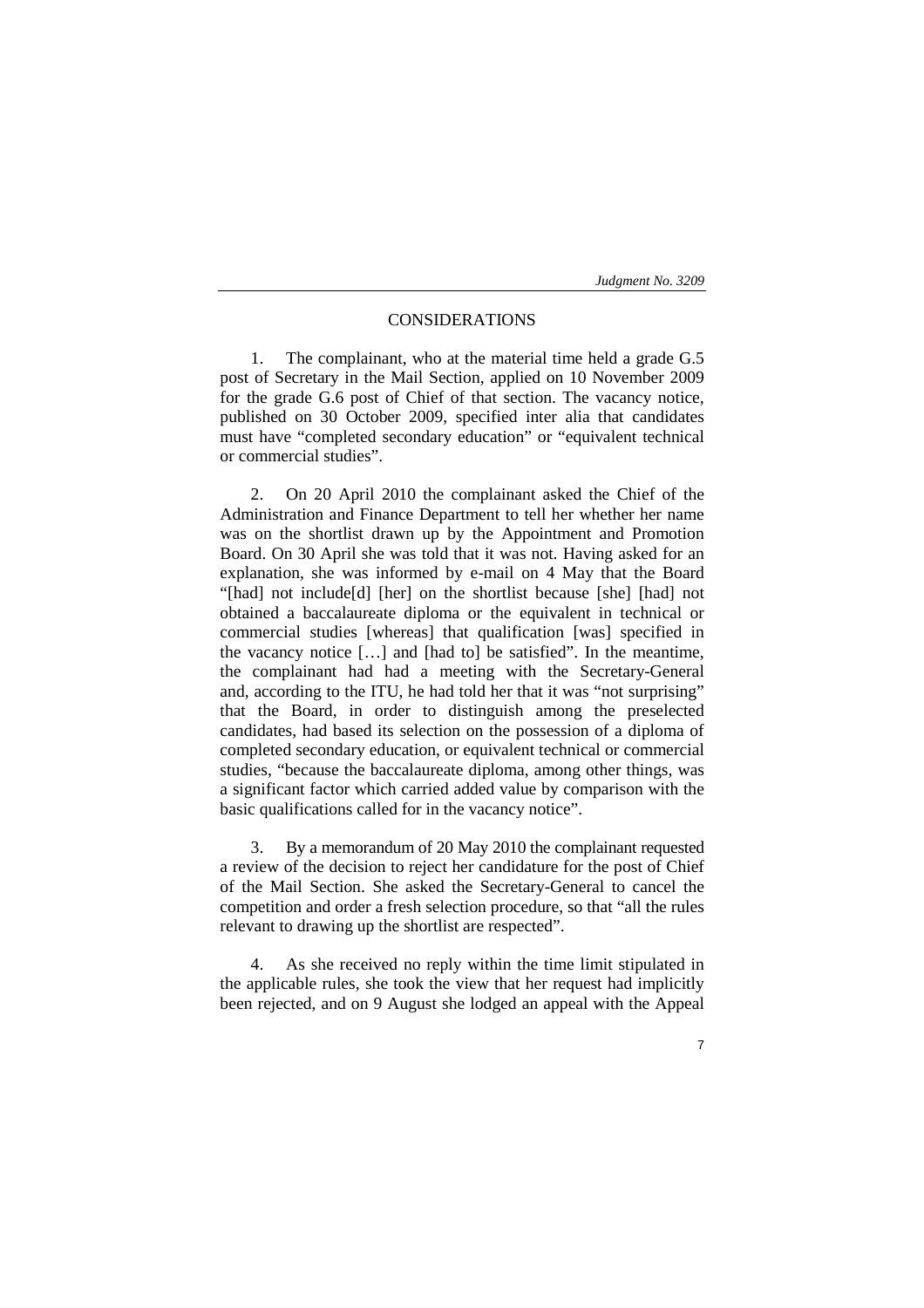## CONSIDERATIONS

1. The complainant, who at the material time held a grade G.5 post of Secretary in the Mail Section, applied on 10 November 2009 for the grade G.6 post of Chief of that section. The vacancy notice, published on 30 October 2009, specified inter alia that candidates must have "completed secondary education" or "equivalent technical or commercial studies".

2. On 20 April 2010 the complainant asked the Chief of the Administration and Finance Department to tell her whether her name was on the shortlist drawn up by the Appointment and Promotion Board. On 30 April she was told that it was not. Having asked for an explanation, she was informed by e-mail on 4 May that the Board "[had] not include[d] [her] on the shortlist because [she] [had] not obtained a baccalaureate diploma or the equivalent in technical or commercial studies [whereas] that qualification [was] specified in the vacancy notice […] and [had to] be satisfied". In the meantime, the complainant had had a meeting with the Secretary-General and, according to the ITU, he had told her that it was "not surprising" that the Board, in order to distinguish among the preselected candidates, had based its selection on the possession of a diploma of completed secondary education, or equivalent technical or commercial studies, "because the baccalaureate diploma, among other things, was a significant factor which carried added value by comparison with the basic qualifications called for in the vacancy notice".

3. By a memorandum of 20 May 2010 the complainant requested a review of the decision to reject her candidature for the post of Chief of the Mail Section. She asked the Secretary-General to cancel the competition and order a fresh selection procedure, so that "all the rules relevant to drawing up the shortlist are respected".

4. As she received no reply within the time limit stipulated in the applicable rules, she took the view that her request had implicitly been rejected, and on 9 August she lodged an appeal with the Appeal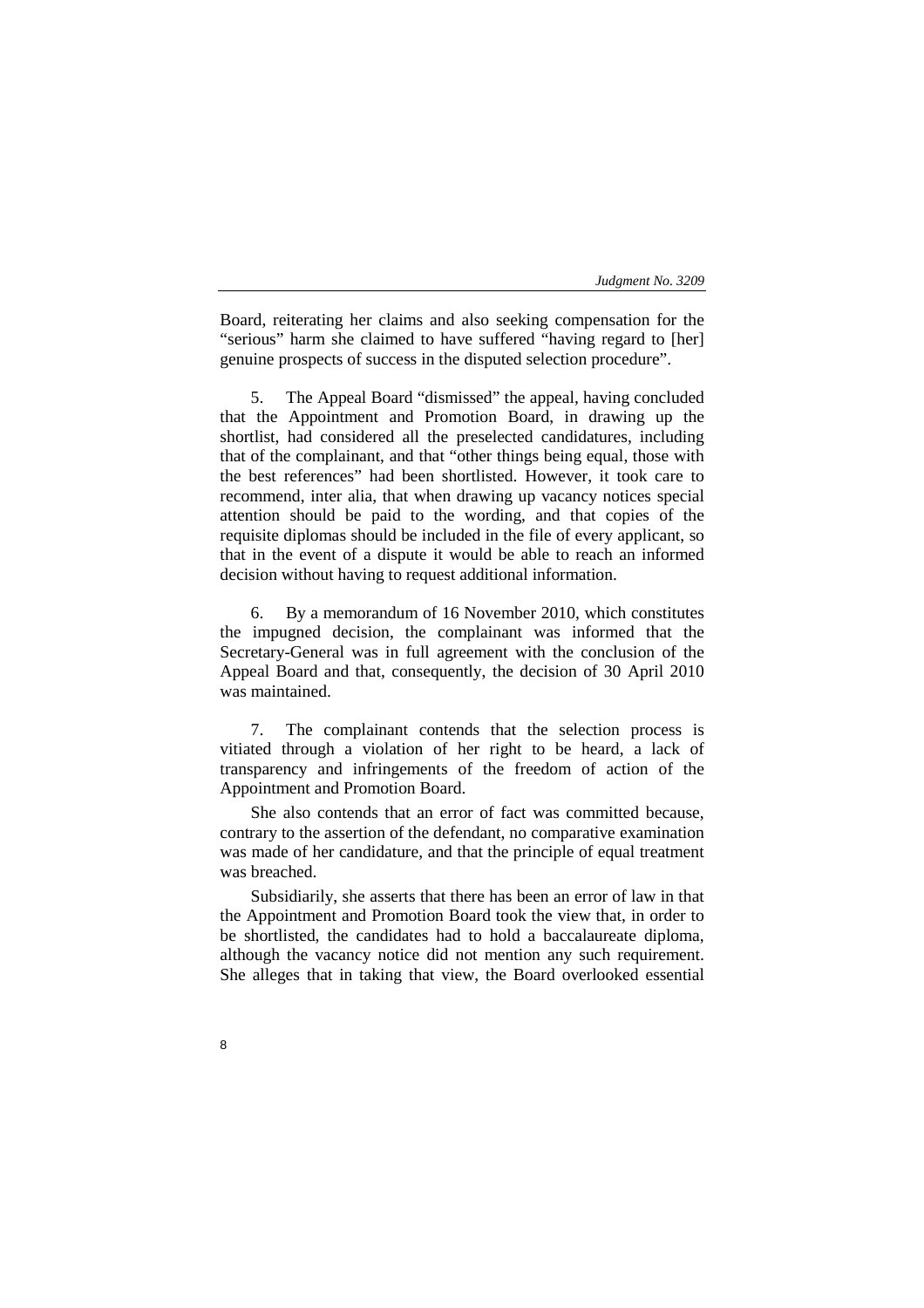Board, reiterating her claims and also seeking compensation for the "serious" harm she claimed to have suffered "having regard to [her] genuine prospects of success in the disputed selection procedure".

5. The Appeal Board "dismissed" the appeal, having concluded that the Appointment and Promotion Board, in drawing up the shortlist, had considered all the preselected candidatures, including that of the complainant, and that "other things being equal, those with the best references" had been shortlisted. However, it took care to recommend, inter alia, that when drawing up vacancy notices special attention should be paid to the wording, and that copies of the requisite diplomas should be included in the file of every applicant, so that in the event of a dispute it would be able to reach an informed decision without having to request additional information.

6. By a memorandum of 16 November 2010, which constitutes the impugned decision, the complainant was informed that the Secretary-General was in full agreement with the conclusion of the Appeal Board and that, consequently, the decision of 30 April 2010 was maintained.

7. The complainant contends that the selection process is vitiated through a violation of her right to be heard, a lack of transparency and infringements of the freedom of action of the Appointment and Promotion Board.

She also contends that an error of fact was committed because, contrary to the assertion of the defendant, no comparative examination was made of her candidature, and that the principle of equal treatment was breached.

Subsidiarily, she asserts that there has been an error of law in that the Appointment and Promotion Board took the view that, in order to be shortlisted, the candidates had to hold a baccalaureate diploma, although the vacancy notice did not mention any such requirement. She alleges that in taking that view, the Board overlooked essential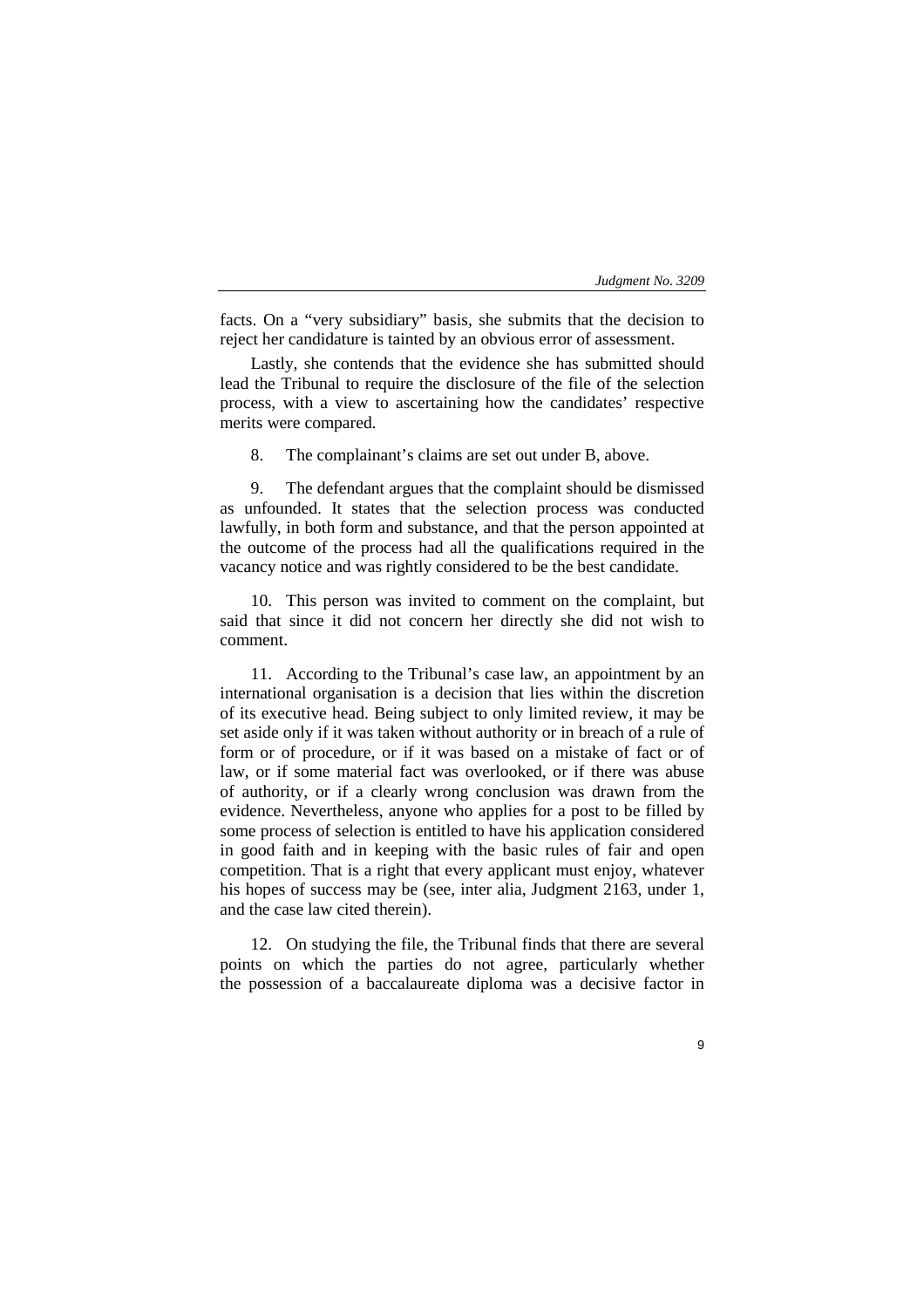facts. On a "very subsidiary" basis, she submits that the decision to reject her candidature is tainted by an obvious error of assessment.

Lastly, she contends that the evidence she has submitted should lead the Tribunal to require the disclosure of the file of the selection process, with a view to ascertaining how the candidates' respective merits were compared.

8. The complainant's claims are set out under B, above.

9. The defendant argues that the complaint should be dismissed as unfounded. It states that the selection process was conducted lawfully, in both form and substance, and that the person appointed at the outcome of the process had all the qualifications required in the vacancy notice and was rightly considered to be the best candidate.

10. This person was invited to comment on the complaint, but said that since it did not concern her directly she did not wish to comment.

11. According to the Tribunal's case law, an appointment by an international organisation is a decision that lies within the discretion of its executive head. Being subject to only limited review, it may be set aside only if it was taken without authority or in breach of a rule of form or of procedure, or if it was based on a mistake of fact or of law, or if some material fact was overlooked, or if there was abuse of authority, or if a clearly wrong conclusion was drawn from the evidence. Nevertheless, anyone who applies for a post to be filled by some process of selection is entitled to have his application considered in good faith and in keeping with the basic rules of fair and open competition. That is a right that every applicant must enjoy, whatever his hopes of success may be (see, inter alia, Judgment 2163, under 1, and the case law cited therein).

12. On studying the file, the Tribunal finds that there are several points on which the parties do not agree, particularly whether the possession of a baccalaureate diploma was a decisive factor in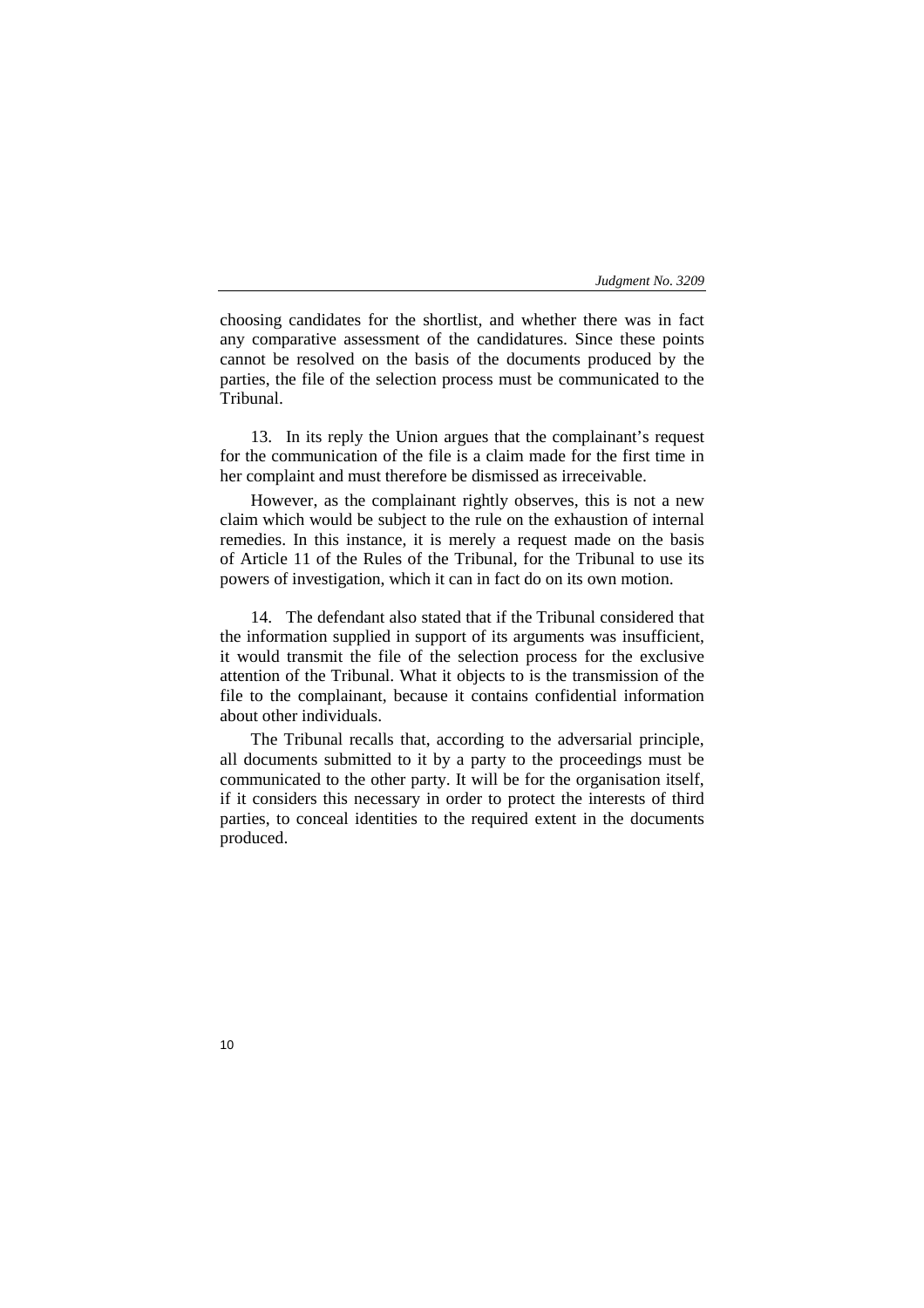choosing candidates for the shortlist, and whether there was in fact any comparative assessment of the candidatures. Since these points cannot be resolved on the basis of the documents produced by the parties, the file of the selection process must be communicated to the Tribunal.

13. In its reply the Union argues that the complainant's request for the communication of the file is a claim made for the first time in her complaint and must therefore be dismissed as irreceivable.

However, as the complainant rightly observes, this is not a new claim which would be subject to the rule on the exhaustion of internal remedies. In this instance, it is merely a request made on the basis of Article 11 of the Rules of the Tribunal, for the Tribunal to use its powers of investigation, which it can in fact do on its own motion.

14. The defendant also stated that if the Tribunal considered that the information supplied in support of its arguments was insufficient, it would transmit the file of the selection process for the exclusive attention of the Tribunal. What it objects to is the transmission of the file to the complainant, because it contains confidential information about other individuals.

The Tribunal recalls that, according to the adversarial principle, all documents submitted to it by a party to the proceedings must be communicated to the other party. It will be for the organisation itself, if it considers this necessary in order to protect the interests of third parties, to conceal identities to the required extent in the documents produced.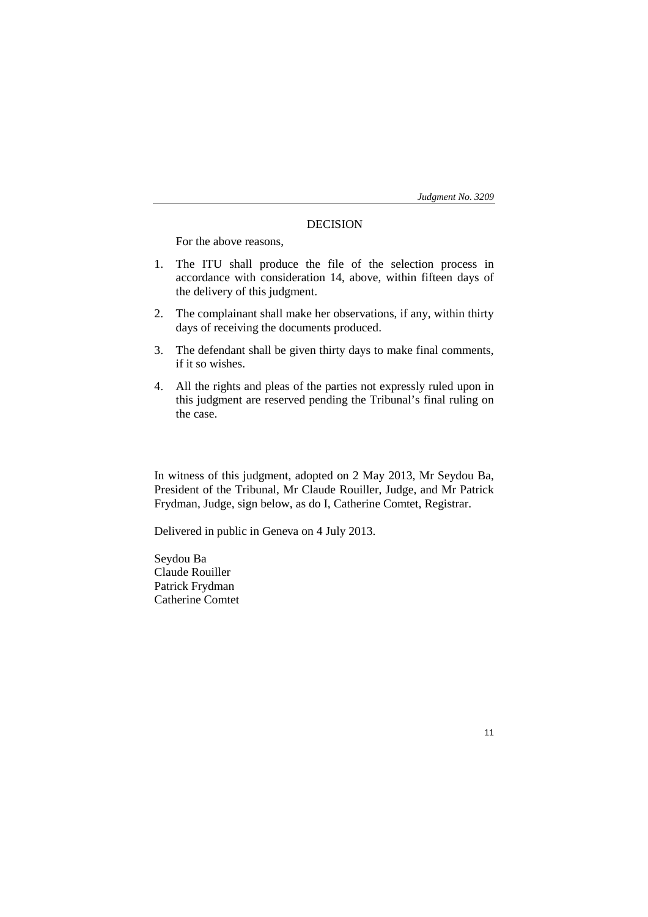## DECISION

For the above reasons,

1. The ITU shall produce the file of the selection process in accordance with consideration 14, above, within fifteen days of the delivery of this judgment.
2. The complainant shall make her observations, if any, within thirty days of receiving the documents produced.
3. The defendant shall be given thirty days to make final comments, if it so wishes.
4. All the rights and pleas of the parties not expressly ruled upon in this judgment are reserved pending the Tribunal's final ruling on the case.

In witness of this judgment, adopted on 2 May 2013, Mr Seydou Ba, President of the Tribunal, Mr Claude Rouiller, Judge, and Mr Patrick Frydman, Judge, sign below, as do I, Catherine Comtet, Registrar.

Delivered in public in Geneva on 4 July 2013.

Seydou Ba
Claude Rouiller
Patrick Frydman
Catherine Comtet